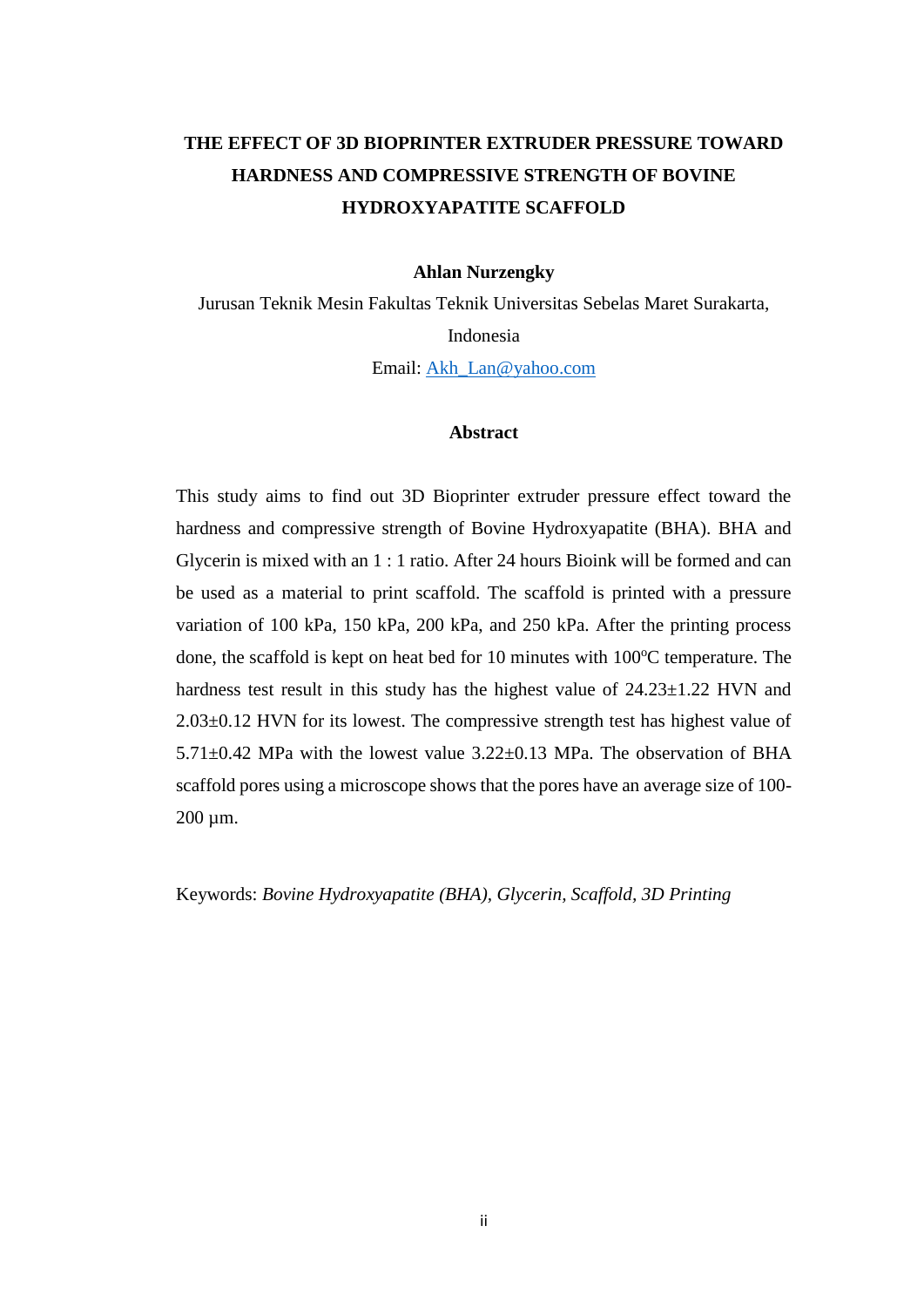# THE EFFECT OF 3D BIOPRINTER EXTRUDER PRESSURE TOWARD HARDNESS AND COMPRESSIVE STRENGTH OF BOVINE HYDROXYAPATITE SCAFFOLD

**Ahlan Nurzengky**

Jurusan Teknik Mesin Fakultas Teknik Universitas Sebelas Maret Surakarta, Indonesia

Email: Akh_Lan@yahoo.com

## Abstract

This study aims to find out 3D Bioprinter extruder pressure effect toward the hardness and compressive strength of Bovine Hydroxyapatite (BHA). BHA and Glycerin is mixed with an 1 : 1 ratio. After 24 hours Bioink will be formed and can be used as a material to print scaffold. The scaffold is printed with a pressure variation of 100 kPa, 150 kPa, 200 kPa, and 250 kPa. After the printing process done, the scaffold is kept on heat bed for 10 minutes with 100$^{o}$C temperature. The hardness test result in this study has the highest value of 24.23±1.22 HVN and 2.03±0.12 HVN for its lowest. The compressive strength test has highest value of 5.71±0.42 MPa with the lowest value 3.22±0.13 MPa. The observation of BHA scaffold pores using a microscope shows that the pores have an average size of 100-200 µm.

Keywords: *Bovine Hydroxyapatite (BHA), Glycerin, Scaffold, 3D Printing*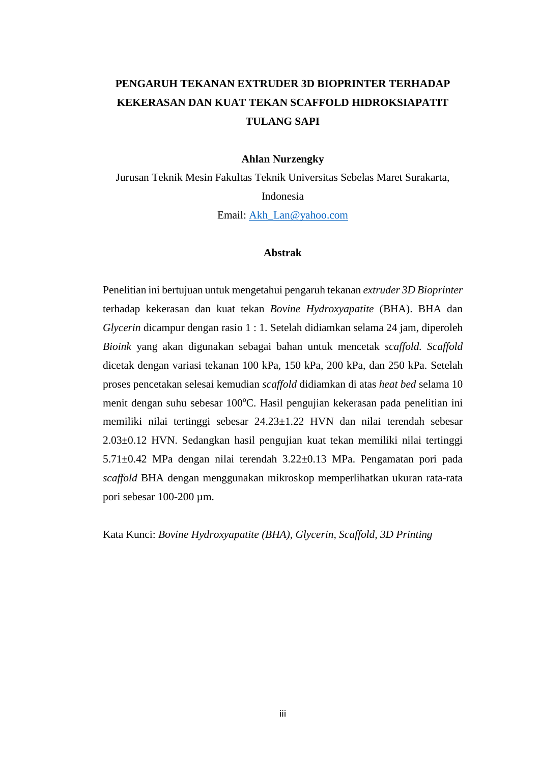# PENGARUH TEKANAN EXTRUDER 3D BIOPRINTER TERHADAP KEKERASAN DAN KUAT TEKAN SCAFFOLD HIDROKSIAPATIT TULANG SAPI

**Ahlan Nurzengky**

Jurusan Teknik Mesin Fakultas Teknik Universitas Sebelas Maret Surakarta, Indonesia

Email: Akh_Lan@yahoo.com

## Abstrak

Penelitian ini bertujuan untuk mengetahui pengaruh tekanan *extruder 3D Bioprinter* terhadap kekerasan dan kuat tekan *Bovine Hydroxyapatite* (BHA). BHA dan *Glycerin* dicampur dengan rasio 1 : 1. Setelah didiamkan selama 24 jam, diperoleh *Bioink* yang akan digunakan sebagai bahan untuk mencetak *scaffold. Scaffold* dicetak dengan variasi tekanan 100 kPa, 150 kPa, 200 kPa, dan 250 kPa. Setelah proses pencetakan selesai kemudian *scaffold* didiamkan di atas *heat bed* selama 10 menit dengan suhu sebesar 100$^{o}$C. Hasil pengujian kekerasan pada penelitian ini memiliki nilai tertinggi sebesar 24.23±1.22 HVN dan nilai terendah sebesar 2.03±0.12 HVN. Sedangkan hasil pengujian kuat tekan memiliki nilai tertinggi 5.71±0.42 MPa dengan nilai terendah 3.22±0.13 MPa. Pengamatan pori pada *scaffold* BHA dengan menggunakan mikroskop memperlihatkan ukuran rata-rata pori sebesar 100-200 µm.

Kata Kunci: *Bovine Hydroxyapatite (BHA), Glycerin, Scaffold, 3D Printing*